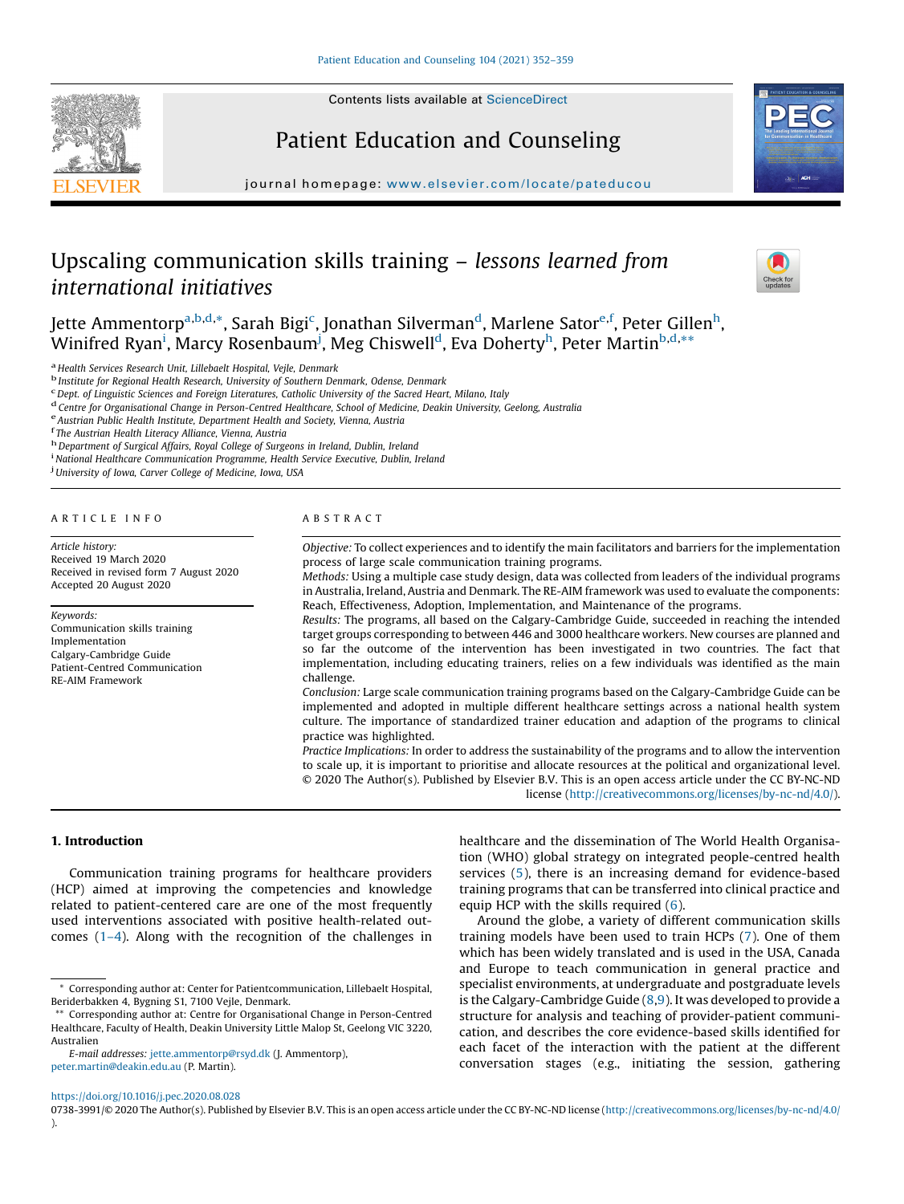# Upscaling communication skills training – *lessons learned from international initiatives*

Jette Ammentorp[a,b,d,*], Sarah Bigi[c], Jonathan Silverman[d], Marlene Sator[e,f], Peter Gillen[h], Winifred Ryan[i], Marcy Rosenbaum[j], Meg Chiswell[d], Eva Doherty[h], Peter Martin[b,d,**]

[a] Health Services Research Unit, Lillebaelt Hospital, Vejle, Denmark
[b] Institute for Regional Health Research, University of Southern Denmark, Odense, Denmark
[c] Dept. of Linguistic Sciences and Foreign Literatures, Catholic University of the Sacred Heart, Milano, Italy
[d] Centre for Organisational Change in Person-Centred Healthcare, School of Medicine, Deakin University, Geelong, Australia
[e] Austrian Public Health Institute, Department Health and Society, Vienna, Austria
[f] The Austrian Health Literacy Alliance, Vienna, Austria
[h] Department of Surgical Affairs, Royal College of Surgeons in Ireland, Dublin, Ireland
[i] National Healthcare Communication Programme, Health Service Executive, Dublin, Ireland
[j] University of Iowa, Carver College of Medicine, Iowa, USA

## ARTICLE INFO

*Article history:*
Received 19 March 2020
Received in revised form 7 August 2020
Accepted 20 August 2020

*Keywords:*
Communication skills training
Implementation
Calgary-Cambridge Guide
Patient-Centred Communication
RE-AIM Framework

## ABSTRACT

*Objective:* To collect experiences and to identify the main facilitators and barriers for the implementation process of large scale communication training programs.

*Methods:* Using a multiple case study design, data was collected from leaders of the individual programs in Australia, Ireland, Austria and Denmark. The RE-AIM framework was used to evaluate the components: Reach, Effectiveness, Adoption, Implementation, and Maintenance of the programs.

*Results:* The programs, all based on the Calgary-Cambridge Guide, succeeded in reaching the intended target groups corresponding to between 446 and 3000 healthcare workers. New courses are planned and so far the outcome of the intervention has been investigated in two countries. The fact that implementation, including educating trainers, relies on a few individuals was identified as the main challenge.

*Conclusion:* Large scale communication training programs based on the Calgary-Cambridge Guide can be implemented and adopted in multiple different healthcare settings across a national health system culture. The importance of standardized trainer education and adaption of the programs to clinical practice was highlighted.

*Practice Implications:* In order to address the sustainability of the programs and to allow the intervention to scale up, it is important to prioritise and allocate resources at the political and organizational level.

© 2020 The Author(s). Published by Elsevier B.V. This is an open access article under the CC BY-NC-ND license (http://creativecommons.org/licenses/by-nc-nd/4.0/).

## 1. Introduction

Communication training programs for healthcare providers (HCP) aimed at improving the competencies and knowledge related to patient-centered care are one of the most frequently used interventions associated with positive health-related outcomes (1–4). Along with the recognition of the challenges in healthcare and the dissemination of The World Health Organisation (WHO) global strategy on integrated people-centred health services (5), there is an increasing demand for evidence-based training programs that can be transferred into clinical practice and equip HCP with the skills required (6).

Around the globe, a variety of different communication skills training models have been used to train HCPs (7). One of them which has been widely translated and is used in the USA, Canada and Europe to teach communication in general practice and specialist environments, at undergraduate and postgraduate levels is the Calgary-Cambridge Guide (8,9). It was developed to provide a structure for analysis and teaching of provider-patient communication, and describes the core evidence-based skills identified for each facet of the interaction with the patient at the different conversation stages (e.g., initiating the session, gathering

* Corresponding author at: Center for Patientcommunication, Lillebaelt Hospital, Beriderbakken 4, Bygning S1, 7100 Vejle, Denmark.

** Corresponding author at: Centre for Organisational Change in Person-Centred Healthcare, Faculty of Health, Deakin University Little Malop St, Geelong VIC 3220, Australien

*E-mail addresses:* jette.ammentorp@rsyd.dk (J. Ammentorp), peter.martin@deakin.edu.au (P. Martin).

https://doi.org/10.1016/j.pec.2020.08.028
0738-3991/© 2020 The Author(s). Published by Elsevier B.V. This is an open access article under the CC BY-NC-ND license (http://creativecommons.org/licenses/by-nc-nd/4.0/).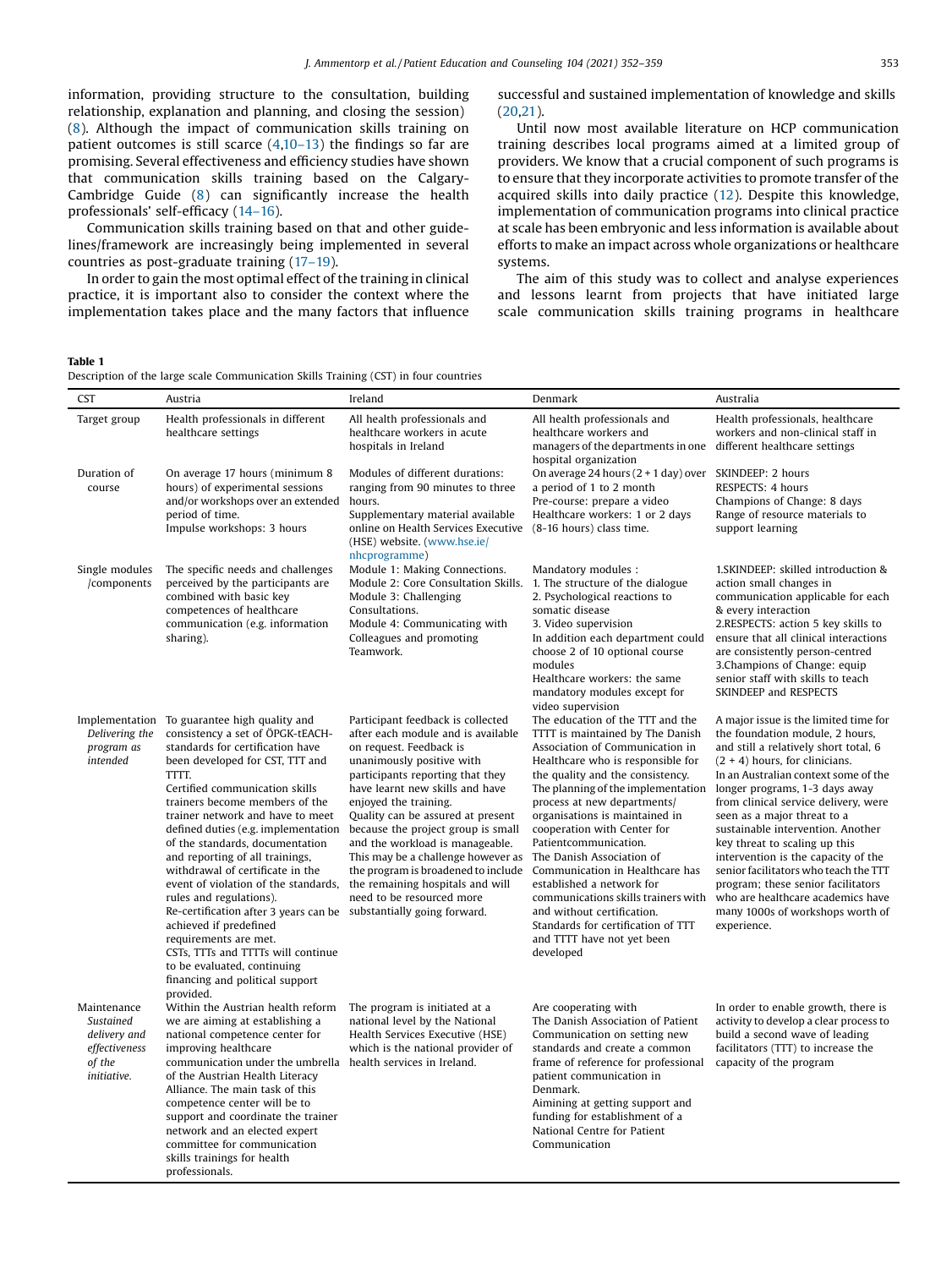information, providing structure to the consultation, building relationship, explanation and planning, and closing the session) (8). Although the impact of communication skills training on patient outcomes is still scarce (4,10–13) the findings so far are promising. Several effectiveness and efficiency studies have shown that communication skills training based on the Calgary-Cambridge Guide (8) can significantly increase the health professionals' self-efficacy (14–16).

Communication skills training based on that and other guidelines/framework are increasingly being implemented in several countries as post-graduate training (17–19).

In order to gain the most optimal effect of the training in clinical practice, it is important also to consider the context where the implementation takes place and the many factors that influence successful and sustained implementation of knowledge and skills (20,21).

Until now most available literature on HCP communication training describes local programs aimed at a limited group of providers. We know that a crucial component of such programs is to ensure that they incorporate activities to promote transfer of the acquired skills into daily practice (12). Despite this knowledge, implementation of communication programs into clinical practice at scale has been embryonic and less information is available about efforts to make an impact across whole organizations or healthcare systems.

The aim of this study was to collect and analyse experiences and lessons learnt from projects that have initiated large scale communication skills training programs in healthcare

**Table 1**
Description of the large scale Communication Skills Training (CST) in four countries

| CST | Austria | Ireland | Denmark | Australia |
|---|---|---|---|---|
| Target group | Health professionals in different healthcare settings | All health professionals and healthcare workers in acute hospitals in Ireland | All health professionals and healthcare workers and managers of the departments in one hospital organization | Health professionals, healthcare workers and non-clinical staff in different healthcare settings |
| Duration of course | On average 17 hours (minimum 8 hours) of experimental sessions and/or workshops over an extended period of time.<br>Impulse workshops: 3 hours | Modules of different durations: ranging from 90 minutes to three hours.<br>Supplementary material available online on Health Services Executive (HSE) website. (www.hse.ie/nhcprogramme) | On average 24 hours (2 + 1 day) over a period of 1 to 2 month<br>Pre-course: prepare a video<br>Healthcare workers: 1 or 2 days (8-16 hours) class time. | SKINDEEP: 2 hours<br>RESPECTS: 4 hours<br>Champions of Change: 8 days<br>Range of resource materials to support learning |
| Single modules /components | The specific needs and challenges perceived by the participants are combined with basic key competences of healthcare communication (e.g. information sharing). | Module 1: Making Connections.<br>Module 2: Core Consultation Skills.<br>Module 3: Challenging Consultations.<br>Module 4: Communicating with Colleagues and promoting Teamwork. | Mandatory modules :<br>1. The structure of the dialogue<br>2. Psychological reactions to somatic disease<br>3. Video supervision<br>In addition each department could choose 2 of 10 optional course modules<br>Healthcare workers: the same mandatory modules except for video supervision | 1.SKINDEEP: skilled introduction & action small changes in communication applicable for each & every interaction<br>2.RESPECTS: action 5 key skills to ensure that all clinical interactions are consistently person-centred<br>3.Champions of Change: equip senior staff with skills to teach SKINDEEP and RESPECTS |
| Implementation *Delivering the program as intended* | To guarantee high quality and consistency a set of ÖPGK-tEACH-standards for certification have been developed for CST, TTT and TTTT.<br>Certified communication skills trainers become members of the trainer network and have to meet defined duties (e.g. implementation of the standards, documentation and reporting of all trainings, withdrawal of certificate in the event of violation of the standards, rules and regulations).<br>Re-certification after 3 years can be achieved if predefined requirements are met.<br>CSTs, TTTs and TTTTs will continue to be evaluated, continuing financing and political support provided. | Participant feedback is collected after each module and is available on request. Feedback is unanimously positive with participants reporting that they have learnt new skills and have enjoyed the training.<br>Quality can be assured at present because the project group is small and the workload is manageable. This may be a challenge however as the program is broadened to include the remaining hospitals and will need to be resourced more substantially going forward. | The education of the TTT and the TTTT is maintained by The Danish Association of Communication in Healthcare who is responsible for the quality and the consistency.<br>The planning of the implementation process at new departments/organisations is maintained in cooperation with Center for Patientcommunication.<br>The Danish Association of Communication in Healthcare has established a network for communications skills trainers with and without certification.<br>Standards for certification of TTT and TTTT have not yet been developed | A major issue is the limited time for the foundation module, 2 hours, and still a relatively short total, 6 (2 + 4) hours, for clinicians.<br>In an Australian context some of the longer programs, 1-3 days away from clinical service delivery, were seen as a major threat to a sustainable intervention. Another key threat to scaling up this intervention is the capacity of the senior facilitators who teach the TTT program; these senior facilitators who are healthcare academics have many 1000s of workshops worth of experience. |
| Maintenance *Sustained delivery and effectiveness of the initiative.* | Within the Austrian health reform we are aiming at establishing a national competence center for improving healthcare communication under the umbrella of the Austrian Health Literacy Alliance. The main task of this competence center will be to support and coordinate the trainer network and an elected expert committee for communication skills trainings for health professionals. | The program is initiated at a national level by the National Health Services Executive (HSE) which is the national provider of health services in Ireland. | Are cooperating with The Danish Association of Patient Communication on setting new standards and create a common frame of reference for professional patient communication in Denmark.<br>Aimining at getting support and funding for establishment of a National Centre for Patient Communication | In order to enable growth, there is activity to develop a clear process to build a second wave of leading facilitators (TTT) to increase the capacity of the program |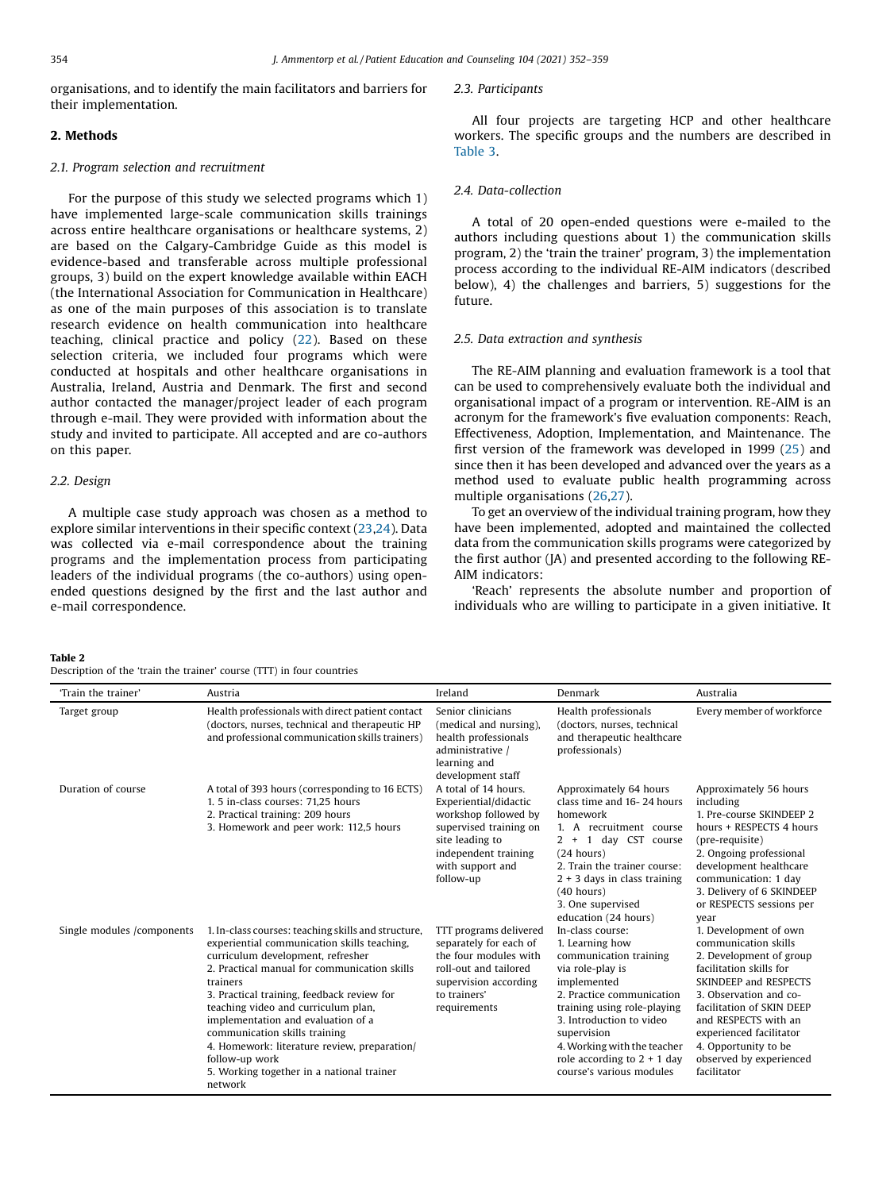organisations, and to identify the main facilitators and barriers for their implementation.

## 2. Methods

### 2.1. Program selection and recruitment

For the purpose of this study we selected programs which 1) have implemented large-scale communication skills trainings across entire healthcare organisations or healthcare systems, 2) are based on the Calgary-Cambridge Guide as this model is evidence-based and transferable across multiple professional groups, 3) build on the expert knowledge available within EACH (the International Association for Communication in Healthcare) as one of the main purposes of this association is to translate research evidence on health communication into healthcare teaching, clinical practice and policy (22). Based on these selection criteria, we included four programs which were conducted at hospitals and other healthcare organisations in Australia, Ireland, Austria and Denmark. The first and second author contacted the manager/project leader of each program through e-mail. They were provided with information about the study and invited to participate. All accepted and are co-authors on this paper.

### 2.2. Design

A multiple case study approach was chosen as a method to explore similar interventions in their specific context (23,24). Data was collected via e-mail correspondence about the training programs and the implementation process from participating leaders of the individual programs (the co-authors) using open-ended questions designed by the first and the last author and e-mail correspondence.

### 2.3. Participants

All four projects are targeting HCP and other healthcare workers. The specific groups and the numbers are described in Table 3.

### 2.4. Data-collection

A total of 20 open-ended questions were e-mailed to the authors including questions about 1) the communication skills program, 2) the 'train the trainer' program, 3) the implementation process according to the individual RE-AIM indicators (described below), 4) the challenges and barriers, 5) suggestions for the future.

### 2.5. Data extraction and synthesis

The RE-AIM planning and evaluation framework is a tool that can be used to comprehensively evaluate both the individual and organisational impact of a program or intervention. RE-AIM is an acronym for the framework's five evaluation components: Reach, Effectiveness, Adoption, Implementation, and Maintenance. The first version of the framework was developed in 1999 (25) and since then it has been developed and advanced over the years as a method used to evaluate public health programming across multiple organisations (26,27).

To get an overview of the individual training program, how they have been implemented, adopted and maintained the collected data from the communication skills programs were categorized by the first author (JA) and presented according to the following RE-AIM indicators:

'Reach' represents the absolute number and proportion of individuals who are willing to participate in a given initiative. It

**Table 2**
Description of the 'train the trainer' course (TTT) in four countries

| 'Train the trainer' | Austria | Ireland | Denmark | Australia |
|---|---|---|---|---|
| Target group | Health professionals with direct patient contact (doctors, nurses, technical and therapeutic HP and professional communication skills trainers) | Senior clinicians (medical and nursing), health professionals administrative / learning and development staff | Health professionals (doctors, nurses, technical and therapeutic healthcare professionals) | Every member of workforce |
| Duration of course | A total of 393 hours (corresponding to 16 ECTS)<br>1. 5 in-class courses: 71,25 hours<br>2. Practical training: 209 hours<br>3. Homework and peer work: 112,5 hours | A total of 14 hours. Experiential/didactic workshop followed by supervised training on site leading to independent training with support and follow-up | Approximately 64 hours class time and 16- 24 hours homework<br>1. A recruitment course 2 + 1 day CST course (24 hours)<br>2. Train the trainer course: 2 + 3 days in class training (40 hours)<br>3. One supervised education (24 hours) | Approximately 56 hours including<br>1. Pre-course SKINDEEP 2 hours + RESPECTS 4 hours (pre-requisite)<br>2. Ongoing professional development healthcare communication: 1 day<br>3. Delivery of 6 SKINDEEP or RESPECTS sessions per year |
| Single modules /components | 1. In-class courses: teaching skills and structure, experiential communication skills teaching, curriculum development, refresher<br>2. Practical manual for communication skills trainers<br>3. Practical training, feedback review for teaching video and curriculum plan, implementation and evaluation of a communication skills training<br>4. Homework: literature review, preparation/ follow-up work<br>5. Working together in a national trainer network | TTT programs delivered separately for each of the four modules with roll-out and tailored supervision according to trainers' requirements | In-class course:<br>1. Learning how communication training via role-play is implemented<br>2. Practice communication training using role-playing<br>3. Introduction to video supervision<br>4. Working with the teacher role according to 2 + 1 day course's various modules | 1. Development of own communication skills<br>2. Development of group facilitation skills for SKINDEEP and RESPECTS<br>3. Observation and co-facilitation of SKIN DEEP and RESPECTS with an experienced facilitator<br>4. Opportunity to be observed by experienced facilitator |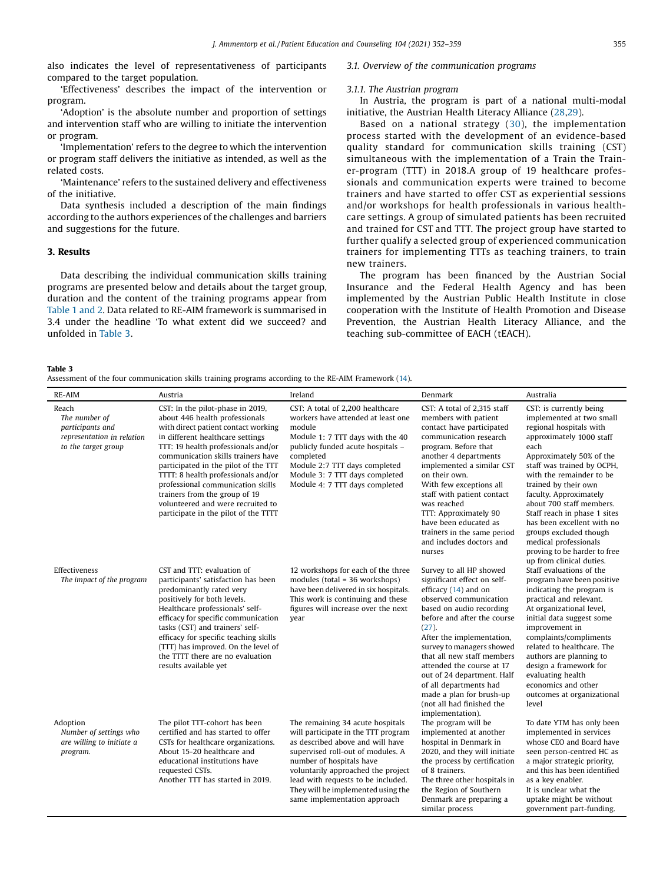also indicates the level of representativeness of participants compared to the target population.

'Effectiveness' describes the impact of the intervention or program.

'Adoption' is the absolute number and proportion of settings and intervention staff who are willing to initiate the intervention or program.

'Implementation' refers to the degree to which the intervention or program staff delivers the initiative as intended, as well as the related costs.

'Maintenance' refers to the sustained delivery and effectiveness of the initiative.

Data synthesis included a description of the main findings according to the authors experiences of the challenges and barriers and suggestions for the future.

## 3. Results

Data describing the individual communication skills training programs are presented below and details about the target group, duration and the content of the training programs appear from Table 1 and 2. Data related to RE-AIM framework is summarised in 3.4 under the headline 'To what extent did we succeed? and unfolded in Table 3.

### 3.1. Overview of the communication programs

#### 3.1.1. The Austrian program

In Austria, the program is part of a national multi-modal initiative, the Austrian Health Literacy Alliance (28,29).

Based on a national strategy (30), the implementation process started with the development of an evidence-based quality standard for communication skills training (CST) simultaneous with the implementation of a Train the Trainer-program (TTT) in 2018.A group of 19 healthcare professionals and communication experts were trained to become trainers and have started to offer CST as experiential sessions and/or workshops for health professionals in various healthcare settings. A group of simulated patients has been recruited and trained for CST and TTT. The project group have started to further qualify a selected group of experienced communication trainers for implementing TTTs as teaching trainers, to train new trainers.

The program has been financed by the Austrian Social Insurance and the Federal Health Agency and has been implemented by the Austrian Public Health Institute in close cooperation with the Institute of Health Promotion and Disease Prevention, the Austrian Health Literacy Alliance, and the teaching sub-committee of EACH (tEACH).

**Table 3**
Assessment of the four communication skills training programs according to the RE-AIM Framework (14).

| RE-AIM | Austria | Ireland | Denmark | Australia |
|---|---|---|---|---|
| Reach<br>*The number of participants and representation in relation to the target group* | CST: In the pilot-phase in 2019, about 446 health professionals with direct patient contact working in different healthcare settings<br>TTT: 19 health professionals and/or communication skills trainers have participated in the pilot of the TTT<br>TTTT: 8 health professionals and/or professional communication skills trainers from the group of 19 volunteered and were recruited to participate in the pilot of the TTTT | CST: A total of 2,200 healthcare workers have attended at least one module<br>Module 1: 7 TTT days with the 40 publicly funded acute hospitals – completed<br>Module 2:7 TTT days completed<br>Module 3: 7 TTT days completed<br>Module 4: 7 TTT days completed | CST: A total of 2,315 staff members with patient contact have participated communication research program. Before that another 4 departments implemented a similar CST on their own.<br>With few exceptions all staff with patient contact was reached<br>TTT: Approximately 90 have been educated as trainers in the same period and includes doctors and nurses | CST: is currently being implemented at two small regional hospitals with approximately 1000 staff each<br>Approximately 50% of the staff was trained by OCPH, with the remainder to be trained by their own faculty. Approximately about 700 staff members.<br>Staff reach in phase 1 sites has been excellent with no groups excluded though medical professionals proving to be harder to free up from clinical duties. |
| Effectiveness<br>*The impact of the program* | CST and TTT: evaluation of participants' satisfaction has been predominantly rated very positively for both levels.<br>Healthcare professionals' self-efficacy for specific communication tasks (CST) and trainers' self-efficacy for specific teaching skills (TTT) has improved. On the level of the TTTT there are no evaluation results available yet | 12 workshops for each of the three modules (total = 36 workshops) have been delivered in six hospitals. This work is continuing and these figures will increase over the next year | Survey to all HP showed significant effect on self-efficacy (14) and on observed communication based on audio recording before and after the course (27).<br>After the implementation, survey to managers showed that all new staff members attended the course at 17 out of 24 department. Half of all departments had made a plan for brush-up (not all had finished the implementation). | Staff evaluations of the program have been positive indicating the program is practical and relevant.<br>At organizational level, initial data suggest some improvement in complaints/compliments related to healthcare. The authors are planning to design a framework for evaluating health economics and other outcomes at organizational level |
| Adoption<br>*Number of settings who are willing to initiate a program.* | The pilot TTT-cohort has been certified and has started to offer CSTs for healthcare organizations. About 15-20 healthcare and educational institutions have requested CSTs.<br>Another TTT has started in 2019. | The remaining 34 acute hospitals will participate in the TTT program as described above and will have supervised roll-out of modules. A number of hospitals have voluntarily approached the project lead with requests to be included. They will be implemented using the same implementation approach | The program will be implemented at another hospital in Denmark in 2020, and they will initiate the process by certification of 8 trainers.<br>The three other hospitals in the Region of Southern Denmark are preparing a similar process | To date YTM has only been implemented in services whose CEO and Board have seen person-centred HC as a major strategic priority, and this has been identified as a key enabler.<br>It is unclear what the uptake might be without government part-funding. |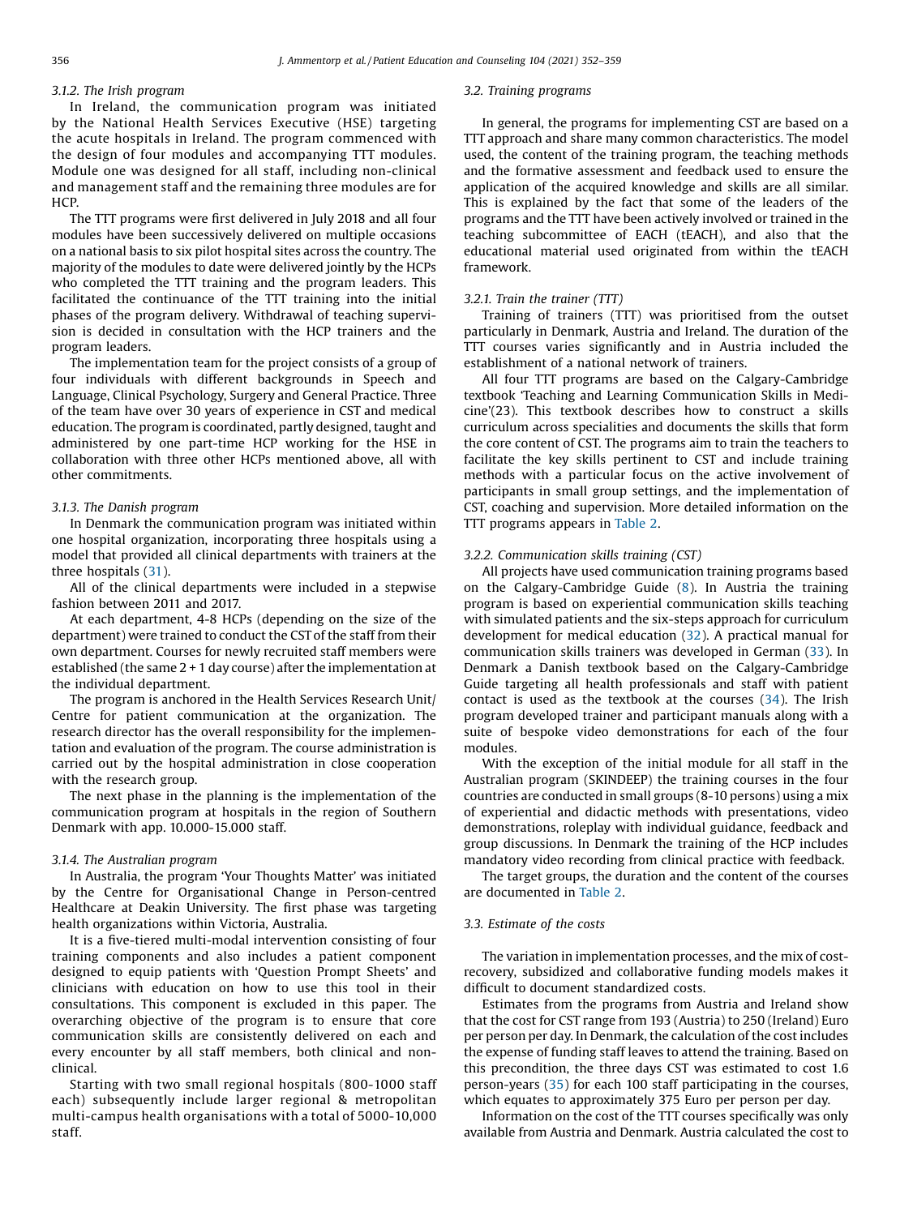#### 3.1.2. The Irish program

In Ireland, the communication program was initiated by the National Health Services Executive (HSE) targeting the acute hospitals in Ireland. The program commenced with the design of four modules and accompanying TTT modules. Module one was designed for all staff, including non-clinical and management staff and the remaining three modules are for HCP.

The TTT programs were first delivered in July 2018 and all four modules have been successively delivered on multiple occasions on a national basis to six pilot hospital sites across the country. The majority of the modules to date were delivered jointly by the HCPs who completed the TTT training and the program leaders. This facilitated the continuance of the TTT training into the initial phases of the program delivery. Withdrawal of teaching supervision is decided in consultation with the HCP trainers and the program leaders.

The implementation team for the project consists of a group of four individuals with different backgrounds in Speech and Language, Clinical Psychology, Surgery and General Practice. Three of the team have over 30 years of experience in CST and medical education. The program is coordinated, partly designed, taught and administered by one part-time HCP working for the HSE in collaboration with three other HCPs mentioned above, all with other commitments.

#### 3.1.3. The Danish program

In Denmark the communication program was initiated within one hospital organization, incorporating three hospitals using a model that provided all clinical departments with trainers at the three hospitals (31).

All of the clinical departments were included in a stepwise fashion between 2011 and 2017.

At each department, 4-8 HCPs (depending on the size of the department) were trained to conduct the CST of the staff from their own department. Courses for newly recruited staff members were established (the same 2 + 1 day course) after the implementation at the individual department.

The program is anchored in the Health Services Research Unit/ Centre for patient communication at the organization. The research director has the overall responsibility for the implementation and evaluation of the program. The course administration is carried out by the hospital administration in close cooperation with the research group.

The next phase in the planning is the implementation of the communication program at hospitals in the region of Southern Denmark with app. 10.000-15.000 staff.

#### 3.1.4. The Australian program

In Australia, the program 'Your Thoughts Matter' was initiated by the Centre for Organisational Change in Person-centred Healthcare at Deakin University. The first phase was targeting health organizations within Victoria, Australia.

It is a five-tiered multi-modal intervention consisting of four training components and also includes a patient component designed to equip patients with 'Question Prompt Sheets' and clinicians with education on how to use this tool in their consultations. This component is excluded in this paper. The overarching objective of the program is to ensure that core communication skills are consistently delivered on each and every encounter by all staff members, both clinical and non-clinical.

Starting with two small regional hospitals (800-1000 staff each) subsequently include larger regional & metropolitan multi-campus health organisations with a total of 5000-10,000 staff.

### 3.2. Training programs

In general, the programs for implementing CST are based on a TTT approach and share many common characteristics. The model used, the content of the training program, the teaching methods and the formative assessment and feedback used to ensure the application of the acquired knowledge and skills are all similar. This is explained by the fact that some of the leaders of the programs and the TTT have been actively involved or trained in the teaching subcommittee of EACH (tEACH), and also that the educational material used originated from within the tEACH framework.

#### 3.2.1. Train the trainer (TTT)

Training of trainers (TTT) was prioritised from the outset particularly in Denmark, Austria and Ireland. The duration of the TTT courses varies significantly and in Austria included the establishment of a national network of trainers.

All four TTT programs are based on the Calgary-Cambridge textbook 'Teaching and Learning Communication Skills in Medicine'(23). This textbook describes how to construct a skills curriculum across specialities and documents the skills that form the core content of CST. The programs aim to train the teachers to facilitate the key skills pertinent to CST and include training methods with a particular focus on the active involvement of participants in small group settings, and the implementation of CST, coaching and supervision. More detailed information on the TTT programs appears in Table 2.

#### 3.2.2. Communication skills training (CST)

All projects have used communication training programs based on the Calgary-Cambridge Guide (8). In Austria the training program is based on experiential communication skills teaching with simulated patients and the six-steps approach for curriculum development for medical education (32). A practical manual for communication skills trainers was developed in German (33). In Denmark a Danish textbook based on the Calgary-Cambridge Guide targeting all health professionals and staff with patient contact is used as the textbook at the courses (34). The Irish program developed trainer and participant manuals along with a suite of bespoke video demonstrations for each of the four modules.

With the exception of the initial module for all staff in the Australian program (SKINDEEP) the training courses in the four countries are conducted in small groups (8-10 persons) using a mix of experiential and didactic methods with presentations, video demonstrations, roleplay with individual guidance, feedback and group discussions. In Denmark the training of the HCP includes mandatory video recording from clinical practice with feedback.

The target groups, the duration and the content of the courses are documented in Table 2.

### 3.3. Estimate of the costs

The variation in implementation processes, and the mix of cost-recovery, subsidized and collaborative funding models makes it difficult to document standardized costs.

Estimates from the programs from Austria and Ireland show that the cost for CST range from 193 (Austria) to 250 (Ireland) Euro per person per day. In Denmark, the calculation of the cost includes the expense of funding staff leaves to attend the training. Based on this precondition, the three days CST was estimated to cost 1.6 person-years (35) for each 100 staff participating in the courses, which equates to approximately 375 Euro per person per day.

Information on the cost of the TTT courses specifically was only available from Austria and Denmark. Austria calculated the cost to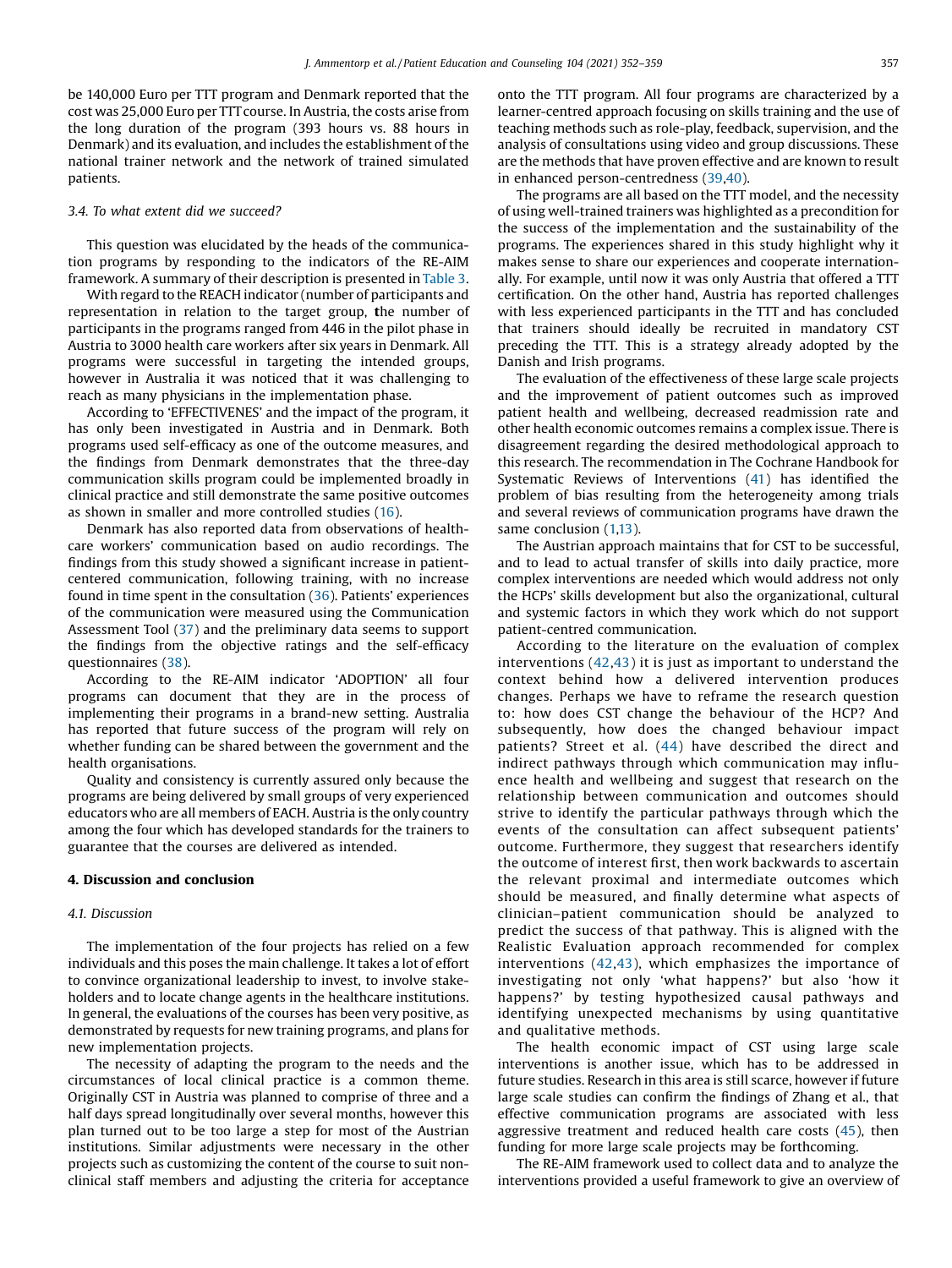be 140,000 Euro per TTT program and Denmark reported that the cost was 25,000 Euro per TTT course. In Austria, the costs arise from the long duration of the program (393 hours vs. 88 hours in Denmark) and its evaluation, and includes the establishment of the national trainer network and the network of trained simulated patients.

### 3.4. To what extent did we succeed?

This question was elucidated by the heads of the communication programs by responding to the indicators of the RE-AIM framework. A summary of their description is presented in Table 3.

With regard to the REACH indicator (number of participants and representation in relation to the target group, the number of participants in the programs ranged from 446 in the pilot phase in Austria to 3000 health care workers after six years in Denmark. All programs were successful in targeting the intended groups, however in Australia it was noticed that it was challenging to reach as many physicians in the implementation phase.

According to 'EFFECTIVENES' and the impact of the program, it has only been investigated in Austria and in Denmark. Both programs used self-efficacy as one of the outcome measures, and the findings from Denmark demonstrates that the three-day communication skills program could be implemented broadly in clinical practice and still demonstrate the same positive outcomes as shown in smaller and more controlled studies (16).

Denmark has also reported data from observations of healthcare workers' communication based on audio recordings. The findings from this study showed a significant increase in patient-centered communication, following training, with no increase found in time spent in the consultation (36). Patients' experiences of the communication were measured using the Communication Assessment Tool (37) and the preliminary data seems to support the findings from the objective ratings and the self-efficacy questionnaires (38).

According to the RE-AIM indicator 'ADOPTION' all four programs can document that they are in the process of implementing their programs in a brand-new setting. Australia has reported that future success of the program will rely on whether funding can be shared between the government and the health organisations.

Quality and consistency is currently assured only because the programs are being delivered by small groups of very experienced educators who are all members of EACH. Austria is the only country among the four which has developed standards for the trainers to guarantee that the courses are delivered as intended.

## 4. Discussion and conclusion

### 4.1. Discussion

The implementation of the four projects has relied on a few individuals and this poses the main challenge. It takes a lot of effort to convince organizational leadership to invest, to involve stakeholders and to locate change agents in the healthcare institutions. In general, the evaluations of the courses has been very positive, as demonstrated by requests for new training programs, and plans for new implementation projects.

The necessity of adapting the program to the needs and the circumstances of local clinical practice is a common theme. Originally CST in Austria was planned to comprise of three and a half days spread longitudinally over several months, however this plan turned out to be too large a step for most of the Austrian institutions. Similar adjustments were necessary in the other projects such as customizing the content of the course to suit non-clinical staff members and adjusting the criteria for acceptance onto the TTT program. All four programs are characterized by a learner-centred approach focusing on skills training and the use of teaching methods such as role-play, feedback, supervision, and the analysis of consultations using video and group discussions. These are the methods that have proven effective and are known to result in enhanced person-centredness (39,40).

The programs are all based on the TTT model, and the necessity of using well-trained trainers was highlighted as a precondition for the success of the implementation and the sustainability of the programs. The experiences shared in this study highlight why it makes sense to share our experiences and cooperate internationally. For example, until now it was only Austria that offered a TTT certification. On the other hand, Austria has reported challenges with less experienced participants in the TTT and has concluded that trainers should ideally be recruited in mandatory CST preceding the TTT. This is a strategy already adopted by the Danish and Irish programs.

The evaluation of the effectiveness of these large scale projects and the improvement of patient outcomes such as improved patient health and wellbeing, decreased readmission rate and other health economic outcomes remains a complex issue. There is disagreement regarding the desired methodological approach to this research. The recommendation in The Cochrane Handbook for Systematic Reviews of Interventions (41) has identified the problem of bias resulting from the heterogeneity among trials and several reviews of communication programs have drawn the same conclusion (1,13).

The Austrian approach maintains that for CST to be successful, and to lead to actual transfer of skills into daily practice, more complex interventions are needed which would address not only the HCPs' skills development but also the organizational, cultural and systemic factors in which they work which do not support patient-centred communication.

According to the literature on the evaluation of complex interventions (42,43) it is just as important to understand the context behind how a delivered intervention produces changes. Perhaps we have to reframe the research question to: how does CST change the behaviour of the HCP? And subsequently, how does the changed behaviour impact patients? Street et al. (44) have described the direct and indirect pathways through which communication may influence health and wellbeing and suggest that research on the relationship between communication and outcomes should strive to identify the particular pathways through which the events of the consultation can affect subsequent patients' outcome. Furthermore, they suggest that researchers identify the outcome of interest first, then work backwards to ascertain the relevant proximal and intermediate outcomes which should be measured, and finally determine what aspects of clinician–patient communication should be analyzed to predict the success of that pathway. This is aligned with the Realistic Evaluation approach recommended for complex interventions (42,43), which emphasizes the importance of investigating not only 'what happens?' but also 'how it happens?' by testing hypothesized causal pathways and identifying unexpected mechanisms by using quantitative and qualitative methods.

The health economic impact of CST using large scale interventions is another issue, which has to be addressed in future studies. Research in this area is still scarce, however if future large scale studies can confirm the findings of Zhang et al., that effective communication programs are associated with less aggressive treatment and reduced health care costs (45), then funding for more large scale projects may be forthcoming.

The RE-AIM framework used to collect data and to analyze the interventions provided a useful framework to give an overview of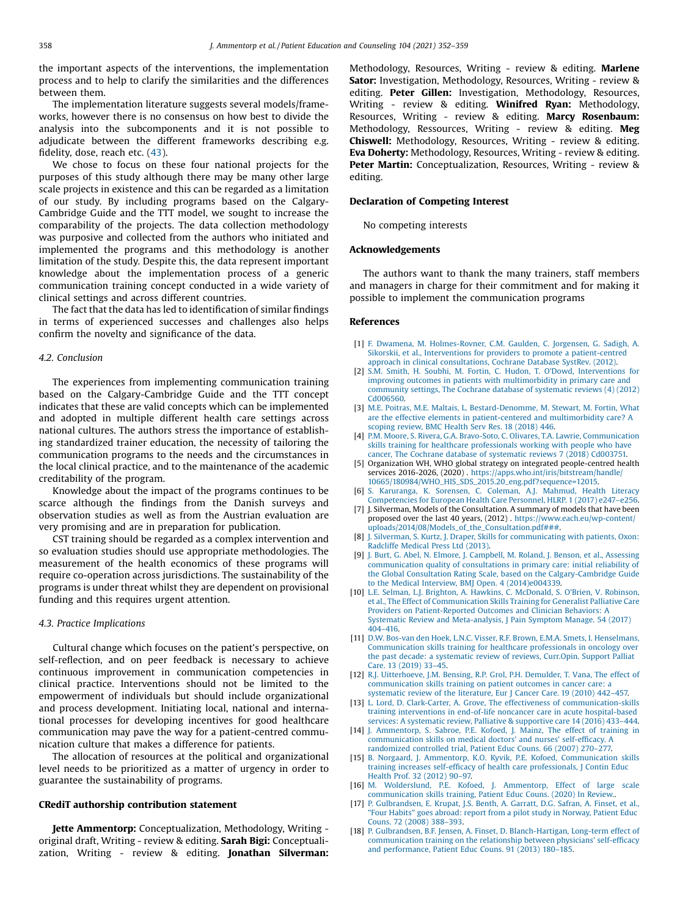the important aspects of the interventions, the implementation process and to help to clarify the similarities and the differences between them.

The implementation literature suggests several models/frameworks, however there is no consensus on how best to divide the analysis into the subcomponents and it is not possible to adjudicate between the different frameworks describing e.g. fidelity, dose, reach etc. (43).

We chose to focus on these four national projects for the purposes of this study although there may be many other large scale projects in existence and this can be regarded as a limitation of our study. By including programs based on the Calgary-Cambridge Guide and the TTT model, we sought to increase the comparability of the projects. The data collection methodology was purposive and collected from the authors who initiated and implemented the programs and this methodology is another limitation of the study. Despite this, the data represent important knowledge about the implementation process of a generic communication training concept conducted in a wide variety of clinical settings and across different countries.

The fact that the data has led to identification of similar findings in terms of experienced successes and challenges also helps confirm the novelty and significance of the data.

### 4.2. Conclusion

The experiences from implementing communication training based on the Calgary-Cambridge Guide and the TTT concept indicates that these are valid concepts which can be implemented and adopted in multiple different health care settings across national cultures. The authors stress the importance of establishing standardized trainer education, the necessity of tailoring the communication programs to the needs and the circumstances in the local clinical practice, and to the maintenance of the academic creditability of the program.

Knowledge about the impact of the programs continues to be scarce although the findings from the Danish surveys and observation studies as well as from the Austrian evaluation are very promising and are in preparation for publication.

CST training should be regarded as a complex intervention and so evaluation studies should use appropriate methodologies. The measurement of the health economics of these programs will require co-operation across jurisdictions. The sustainability of the programs is under threat whilst they are dependent on provisional funding and this requires urgent attention.

### 4.3. Practice Implications

Cultural change which focuses on the patient's perspective, on self-reflection, and on peer feedback is necessary to achieve continuous improvement in communication competencies in clinical practice. Interventions should not be limited to the empowerment of individuals but should include organizational and process development. Initiating local, national and international processes for developing incentives for good healthcare communication may pave the way for a patient-centred communication culture that makes a difference for patients.

The allocation of resources at the political and organizational level needs to be prioritized as a matter of urgency in order to guarantee the sustainability of programs.

## CRediT authorship contribution statement

**Jette Ammentorp:** Conceptualization, Methodology, Writing - original draft, Writing - review & editing. **Sarah Bigi:** Conceptualization, Writing - review & editing. **Jonathan Silverman:** Methodology, Resources, Writing - review & editing. **Marlene Sator:** Investigation, Methodology, Resources, Writing - review & editing. **Peter Gillen:** Investigation, Methodology, Resources, Writing - review & editing. **Winifred Ryan:** Methodology, Resources, Writing - review & editing. **Marcy Rosenbaum:** Methodology, Ressources, Writing - review & editing. **Meg Chiswell:** Methodology, Resources, Writing - review & editing. **Eva Doherty:** Methodology, Resources, Writing - review & editing. **Peter Martin:** Conceptualization, Resources, Writing - review & editing.

## Declaration of Competing Interest

No competing interests

## Acknowledgements

The authors want to thank the many trainers, staff members and managers in charge for their commitment and for making it possible to implement the communication programs

## References

[1] F. Dwamena, M. Holmes-Rovner, C.M. Gaulden, C. Jorgensen, G. Sadigh, A. Sikorskii, et al., Interventions for providers to promote a patient-centred approach in clinical consultations, Cochrane Database SystRev. (2012).

[2] S.M. Smith, H. Soubhi, M. Fortin, C. Hudon, T. O'Dowd, Interventions for improving outcomes in patients with multimorbidity in primary care and community settings, The Cochrane database of systematic reviews (4) (2012) Cd006560.

[3] M.E. Poitras, M.E. Maltais, L. Bestard-Denomme, M. Stewart, M. Fortin, What are the effective elements in patient-centered and multimorbidity care? A scoping review, BMC Health Serv Res. 18 (2018) 446.

[4] P.M. Moore, S. Rivera, G.A. Bravo-Soto, C. Olivares, T.A. Lawrie, Communication skills training for healthcare professionals working with people who have cancer, The Cochrane database of systematic reviews 7 (2018) Cd003751.

[5] Organization WH, WHO global strategy on integrated people-centred health services 2016-2026, (2020) . https://apps.who.int/iris/bitstream/handle/10665/180984/WHO_HIS_SDS_2015.20_eng.pdf?sequence=12015.

[6] S. Karuranga, K. Sorensen, C. Coleman, A.J. Mahmud, Health Literacy Competencies for European Health Care Personnel, HLRP. 1 (2017) e247–e256.

[7] J. Silverman, Models of the Consultation. A summary of models that have been proposed over the last 40 years, (2012) . https://www.each.eu/wp-content/uploads/2014/08/Models_of_the_Consultation.pdf###.

[8] J. Silverman, S. Kurtz, J. Draper, Skills for communicating with patients, Oxon: Radcliffe Medical Press Ltd (2013).

[9] J. Burt, G. Abel, N. Elmore, J. Campbell, M. Roland, J. Benson, et al., Assessing communication quality of consultations in primary care: initial reliability of the Global Consultation Rating Scale, based on the Calgary-Cambridge Guide to the Medical Interview, BMJ Open. 4 (2014)e004339.

[10] L.E. Selman, L.J. Brighton, A. Hawkins, C. McDonald, S. O'Brien, V. Robinson, et al., The Effect of Communication Skills Training for Generalist Palliative Care Providers on Patient-Reported Outcomes and Clinician Behaviors: A Systematic Review and Meta-analysis, J Pain Symptom Manage. 54 (2017) 404–416.

[11] D.W. Bos-van den Hoek, L.N.C. Visser, R.F. Brown, E.M.A. Smets, I. Henselmans, Communication skills training for healthcare professionals in oncology over the past decade: a systematic review of reviews, Curr.Opin. Support Palliat Care. 13 (2019) 33–45.

[12] R.J. Uitterhoeve, J.M. Bensing, R.P. Grol, P.H. Demulder, T. Vana, The effect of communication skills training on patient outcomes in cancer care: a systematic review of the literature, Eur J Cancer Care. 19 (2010) 442–457.

[13] L. Lord, D. Clark-Carter, A. Grove, The effectiveness of communication-skills training interventions in end-of-life noncancer care in acute hospital-based services: A systematic review, Palliative & supportive care 14 (2016) 433–444.

[14] J. Ammentorp, S. Sabroe, P.E. Kofoed, J. Mainz, The effect of training in communication skills on medical doctors' and nurses' self-efficacy. A randomized controlled trial, Patient Educ Couns. 66 (2007) 270–277.

[15] B. Norgaard, J. Ammentorp, K.O. Kyvik, P.E. Kofoed, Communication skills training increases self-efficacy of health care professionals, J Contin Educ Health Prof. 32 (2012) 90–97.

[16] M. Wolderslund, P.E. Kofoed, J. Ammentorp, Effect of large scale communication skills training, Patient Educ Couns. (2020) In Review..

[17] P. Gulbrandsen, E. Krupat, J.S. Benth, A. Garratt, D.G. Safran, A. Finset, et al., "Four Habits" goes abroad: report from a pilot study in Norway, Patient Educ Couns. 72 (2008) 388–393.

[18] P. Gulbrandsen, B.F. Jensen, A. Finset, D. Blanch-Hartigan, Long-term effect of communication training on the relationship between physicians' self-efficacy and performance, Patient Educ Couns. 91 (2013) 180–185.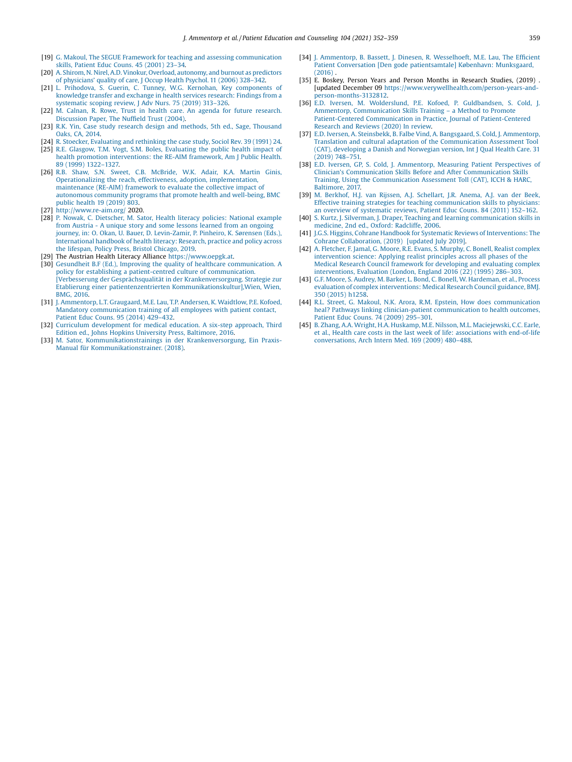[19] G. Makoul, The SEGUE Framework for teaching and assessing communication skills, Patient Educ Couns. 45 (2001) 23–34.

[20] A. Shirom, N. Nirel, A.D. Vinokur, Overload, autonomy, and burnout as predictors of physicians' quality of care, J Occup Health Psychol. 11 (2006) 328–342.

[21] L. Prihodova, S. Guerin, C. Tunney, W.G. Kernohan, Key components of knowledge transfer and exchange in health services research: Findings from a systematic scoping review, J Adv Nurs. 75 (2019) 313–326.

[22] M. Calnan, R. Rowe, Trust in health care. An agenda for future research. Discussion Paper, The Nuffield Trust (2004).

[23] R.K. Yin, Case study research design and methods, 5th ed., Sage, Thousand Oaks, CA, 2014.

[24] R. Stoecker, Evaluating and rethinking the case study, Sociol Rev. 39 (1991) 24.

[25] R.E. Glasgow, T.M. Vogt, S.M. Boles, Evaluating the public health impact of health promotion interventions: the RE-AIM framework, Am J Public Health. 89 (1999) 1322–1327.

[26] R.B. Shaw, S.N. Sweet, C.B. McBride, W.K. Adair, K.A. Martin Ginis, Operationalizing the reach, effectiveness, adoption, implementation, maintenance (RE-AIM) framework to evaluate the collective impact of autonomous community programs that promote health and well-being, BMC public health 19 (2019) 803.

[27] http://www.re-aim.org/ 2020.

[28] P. Nowak, C. Dietscher, M. Sator, Health literacy policies: National example from Austria - A unique story and some lessons learned from an ongoing journey, in: O. Okan, U. Bauer, D. Levin-Zamir, P. Pinheiro, K. Sørensen (Eds.), International handbook of health literacy: Research, practice and policy across the lifespan, Policy Press, Bristol Chicago, 2019.

[29] The Austrian Health Literacy Alliance https://www.oepgk.at.

[30] Gesundheit B.F (Ed.), Improving the quality of healthcare communication. A policy for establishing a patient-centred culture of communication. [Verbesserung der Gesprächsqualität in der Krankenversorgung. Strategie zur Etablierung einer patientenzentrierten Kommunikationskultur],Wien, Wien, BMG, 2016.

[31] J. Ammentorp, L.T. Graugaard, M.E. Lau, T.P. Andersen, K. Waidtlow, P.E. Kofoed, Mandatory communication training of all employees with patient contact, Patient Educ Couns. 95 (2014) 429–432.

[32] Curriculum development for medical education. A six-step approach, Third Edition ed., Johns Hopkins University Press, Baltimore, 2016.

[33] M. Sator, Kommunikationstrainings in der Krankenversorgung, Ein Praxis-Manual für Kommunikationstrainer. (2018).

[34] J. Ammentorp, B. Bassett, J. Dinesen, R. Wesselhoeft, M.E. Lau, The Efficient Patient Conversation [Den gode patientsamtale] København: Munksgaard, (2016) .

[35] E. Boskey, Person Years and Person Months in Research Studies, (2019) . [updated December 09 https://www.verywellhealth.com/person-years-and-person-months-3132812.

[36] E.D. Iversen, M. Wolderslund, P.E. Kofoed, P. Guldbandsen, S. Cold, J. Ammentorp, Communication Skills Training – a Method to Promote Patient-Centered Communication in Practice, Journal of Patient-Centered Research and Reviews (2020) In review.

[37] E.D. Iversen, A. Steinsbekk, B. Falbe Vind, A. Bangsgaard, S. Cold, J. Ammentorp, Translation and cultural adaptation of the Communication Assessment Tool (CAT), developing a Danish and Norwegian version, Int J Qual Health Care. 31 (2019) 748–751.

[38] E.D. Iversen, GP, S. Cold, J. Ammentorp, Measuring Patient Perspectives of Clinician's Communication Skills Before and After Communication Skills Training, Using the Communication Assessment Toll (CAT), ICCH & HARC, Baltimore, 2017.

[39] M. Berkhof, H.J. van Rijssen, A.J. Schellart, J.R. Anema, A.J. van der Beek, Effective training strategies for teaching communication skills to physicians: an overview of systematic reviews, Patient Educ Couns. 84 (2011) 152–162.

[40] S. Kurtz, J. Silverman, J. Draper, Teaching and learning communication skills in medicine, 2nd ed., Oxford: Radcliffe, 2006.

[41] J.G.S. Higgins, Cochrane Handbook for Systematic Reviews of Interventions: The Cohrane Collaboration, (2019) [updated July 2019].

[42] A. Fletcher, F. Jamal, G. Moore, R.E. Evans, S. Murphy, C. Bonell, Realist complex intervention science: Applying realist principles across all phases of the Medical Research Council framework for developing and evaluating complex interventions, Evaluation (London, England 2016 (22) (1995) 286–303.

[43] G.F. Moore, S. Audrey, M. Barker, L. Bond, C. Bonell, W. Hardeman, et al., Process evaluation of complex interventions: Medical Research Council guidance, BMJ. 350 (2015) h1258.

[44] R.L. Street, G. Makoul, N.K. Arora, R.M. Epstein, How does communication heal? Pathways linking clinician-patient communication to health outcomes, Patient Educ Couns. 74 (2009) 295–301.

[45] B. Zhang, A.A. Wright, H.A. Huskamp, M.E. Nilsson, M.L. Maciejewski, C.C. Earle, et al., Health care costs in the last week of life: associations with end-of-life conversations, Arch Intern Med. 169 (2009) 480–488.